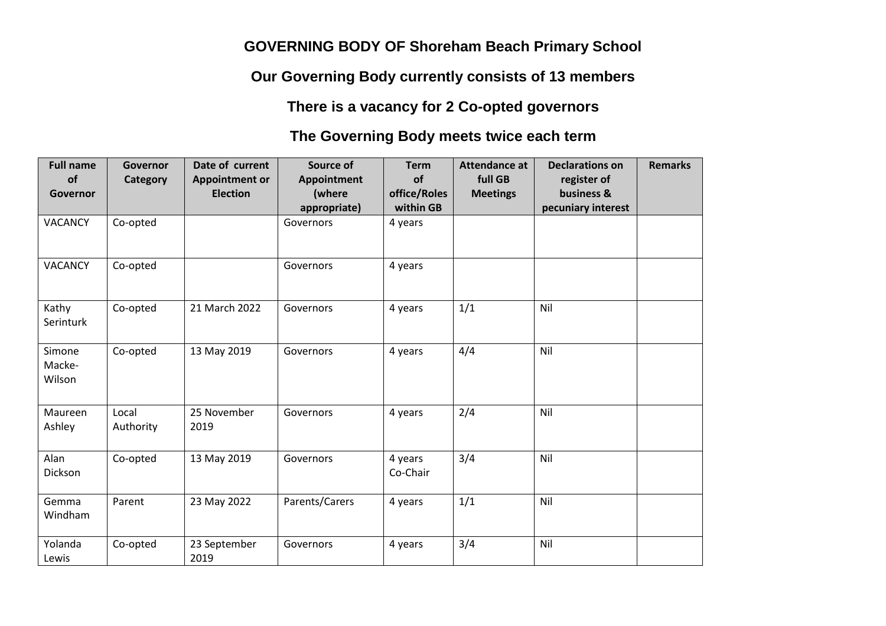# GOVERNING BODY OF Shoreham Beach Primary School

## Our Governing Body currently consists of 13 members

## There is a vacancy for 2 Co-opted governors

## The Governing Body meets twice each term

| Full name of Governor | Governor Category | Date of current Appointment or Election | Source of Appointment (where appropriate) | Term of office/Roles within GB | Attendance at full GB Meetings | Declarations on register of business & pecuniary interest | Remarks |
|---|---|---|---|---|---|---|---|
| VACANCY | Co-opted | | Governors | 4 years | | | |
| VACANCY | Co-opted | | Governors | 4 years | | | |
| Kathy Serinturk | Co-opted | 21 March 2022 | Governors | 4 years | 1/1 | Nil | |
| Simone Macke-Wilson | Co-opted | 13 May 2019 | Governors | 4 years | 4/4 | Nil | |
| Maureen Ashley | Local Authority | 25 November 2019 | Governors | 4 years | 2/4 | Nil | |
| Alan Dickson | Co-opted | 13 May 2019 | Governors | 4 years Co-Chair | 3/4 | Nil | |
| Gemma Windham | Parent | 23 May 2022 | Parents/Carers | 4 years | 1/1 | Nil | |
| Yolanda Lewis | Co-opted | 23 September 2019 | Governors | 4 years | 3/4 | Nil | |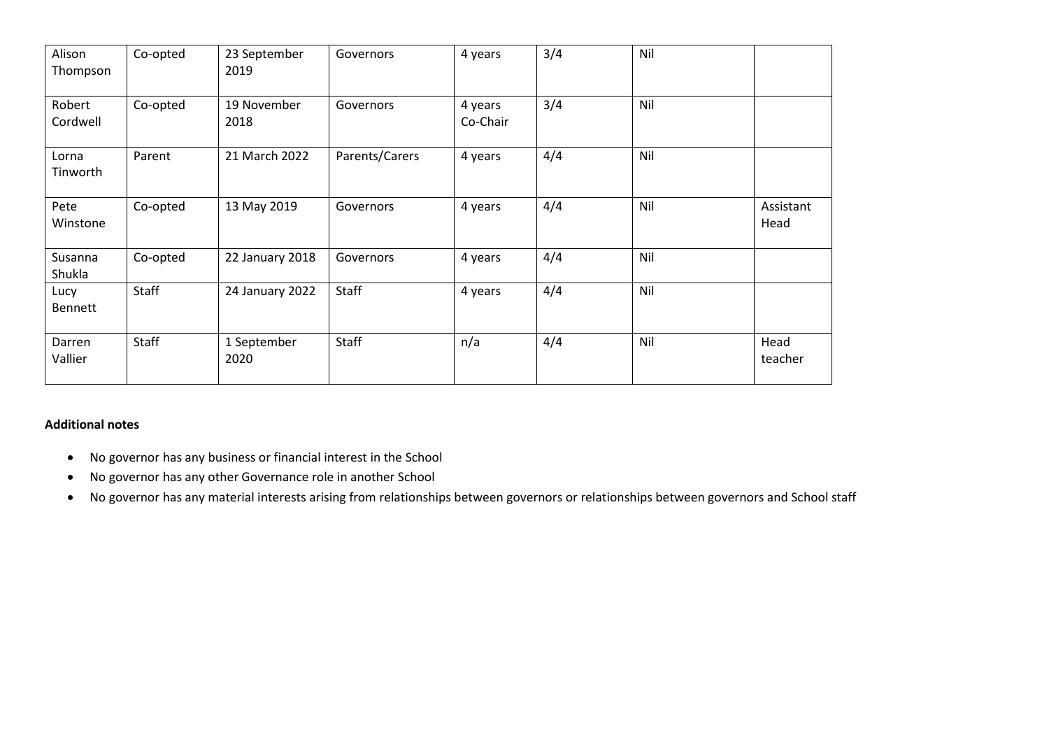| | | | | | | | |
|---|---|---|---|---|---|---|---|
| Alison Thompson | Co-opted | 23 September 2019 | Governors | 4 years | 3/4 | Nil | |
| Robert Cordwell | Co-opted | 19 November 2018 | Governors | 4 years Co-Chair | 3/4 | Nil | |
| Lorna Tinworth | Parent | 21 March 2022 | Parents/Carers | 4 years | 4/4 | Nil | |
| Pete Winstone | Co-opted | 13 May 2019 | Governors | 4 years | 4/4 | Nil | Assistant Head |
| Susanna Shukla | Co-opted | 22 January 2018 | Governors | 4 years | 4/4 | Nil | |
| Lucy Bennett | Staff | 24 January 2022 | Staff | 4 years | 4/4 | Nil | |
| Darren Vallier | Staff | 1 September 2020 | Staff | n/a | 4/4 | Nil | Head teacher |

**Additional notes**

- No governor has any business or financial interest in the School
- No governor has any other Governance role in another School
- No governor has any material interests arising from relationships between governors or relationships between governors and School staff